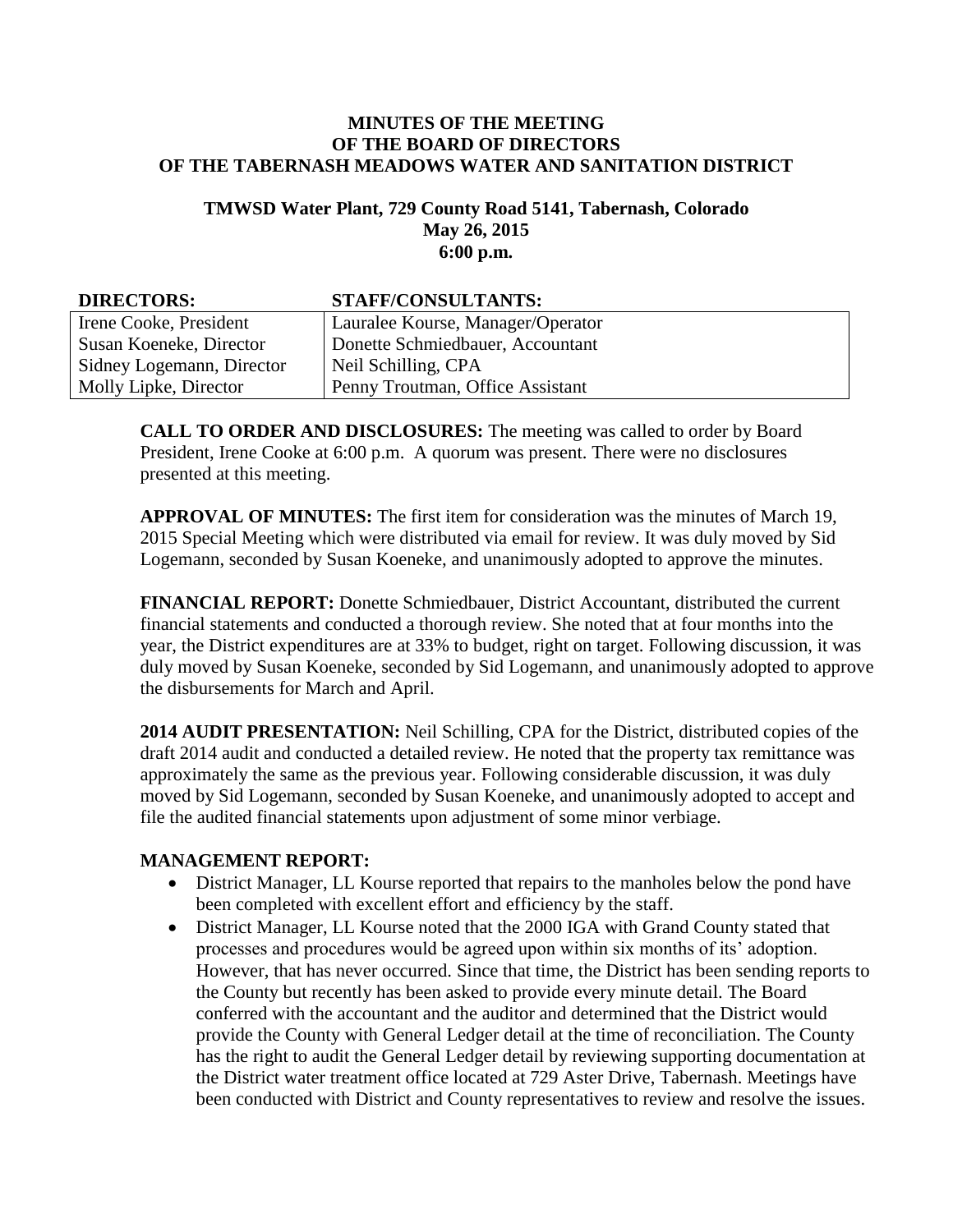# MINUTES OF THE MEETING
# OF THE BOARD OF DIRECTORS
# OF THE TABERNASH MEADOWS WATER AND SANITATION DISTRICT

### TMWSD Water Plant, 729 County Road 5141, Tabernash, Colorado
### May 26, 2015
### 6:00 p.m.

| DIRECTORS: | STAFF/CONSULTANTS: |
|---|---|
| Irene Cooke, President | Lauralee Kourse, Manager/Operator |
| Susan Koeneke, Director | Donette Schmiedbauer, Accountant |
| Sidney Logemann, Director | Neil Schilling, CPA |
| Molly Lipke, Director | Penny Troutman, Office Assistant |

**CALL TO ORDER AND DISCLOSURES:** The meeting was called to order by Board President, Irene Cooke at 6:00 p.m. A quorum was present. There were no disclosures presented at this meeting.

**APPROVAL OF MINUTES:** The first item for consideration was the minutes of March 19, 2015 Special Meeting which were distributed via email for review. It was duly moved by Sid Logemann, seconded by Susan Koeneke, and unanimously adopted to approve the minutes.

**FINANCIAL REPORT:** Donette Schmiedbauer, District Accountant, distributed the current financial statements and conducted a thorough review. She noted that at four months into the year, the District expenditures are at 33% to budget, right on target. Following discussion, it was duly moved by Susan Koeneke, seconded by Sid Logemann, and unanimously adopted to approve the disbursements for March and April.

**2014 AUDIT PRESENTATION:** Neil Schilling, CPA for the District, distributed copies of the draft 2014 audit and conducted a detailed review. He noted that the property tax remittance was approximately the same as the previous year. Following considerable discussion, it was duly moved by Sid Logemann, seconded by Susan Koeneke, and unanimously adopted to accept and file the audited financial statements upon adjustment of some minor verbiage.

**MANAGEMENT REPORT:**

- District Manager, LL Kourse reported that repairs to the manholes below the pond have been completed with excellent effort and efficiency by the staff.
- District Manager, LL Kourse noted that the 2000 IGA with Grand County stated that processes and procedures would be agreed upon within six months of its' adoption. However, that has never occurred. Since that time, the District has been sending reports to the County but recently has been asked to provide every minute detail. The Board conferred with the accountant and the auditor and determined that the District would provide the County with General Ledger detail at the time of reconciliation. The County has the right to audit the General Ledger detail by reviewing supporting documentation at the District water treatment office located at 729 Aster Drive, Tabernash. Meetings have been conducted with District and County representatives to review and resolve the issues.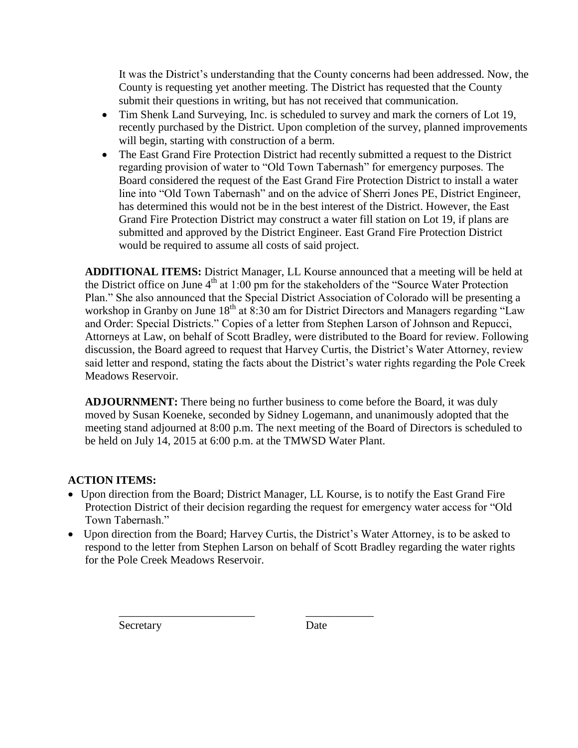It was the District's understanding that the County concerns had been addressed. Now, the County is requesting yet another meeting. The District has requested that the County submit their questions in writing, but has not received that communication.

- Tim Shenk Land Surveying, Inc. is scheduled to survey and mark the corners of Lot 19, recently purchased by the District. Upon completion of the survey, planned improvements will begin, starting with construction of a berm.
- The East Grand Fire Protection District had recently submitted a request to the District regarding provision of water to "Old Town Tabernash" for emergency purposes. The Board considered the request of the East Grand Fire Protection District to install a water line into "Old Town Tabernash" and on the advice of Sherri Jones PE, District Engineer, has determined this would not be in the best interest of the District. However, the East Grand Fire Protection District may construct a water fill station on Lot 19, if plans are submitted and approved by the District Engineer. East Grand Fire Protection District would be required to assume all costs of said project.

**ADDITIONAL ITEMS:** District Manager, LL Kourse announced that a meeting will be held at the District office on June 4th at 1:00 pm for the stakeholders of the "Source Water Protection Plan." She also announced that the Special District Association of Colorado will be presenting a workshop in Granby on June 18th at 8:30 am for District Directors and Managers regarding "Law and Order: Special Districts." Copies of a letter from Stephen Larson of Johnson and Repucci, Attorneys at Law, on behalf of Scott Bradley, were distributed to the Board for review. Following discussion, the Board agreed to request that Harvey Curtis, the District's Water Attorney, review said letter and respond, stating the facts about the District's water rights regarding the Pole Creek Meadows Reservoir.

**ADJOURNMENT:** There being no further business to come before the Board, it was duly moved by Susan Koeneke, seconded by Sidney Logemann, and unanimously adopted that the meeting stand adjourned at 8:00 p.m. The next meeting of the Board of Directors is scheduled to be held on July 14, 2015 at 6:00 p.m. at the TMWSD Water Plant.

**ACTION ITEMS:**

- Upon direction from the Board; District Manager, LL Kourse, is to notify the East Grand Fire Protection District of their decision regarding the request for emergency water access for "Old Town Tabernash."
- Upon direction from the Board; Harvey Curtis, the District's Water Attorney, is to be asked to respond to the letter from Stephen Larson on behalf of Scott Bradley regarding the water rights for the Pole Creek Meadows Reservoir.

\_\_\_\_\_\_\_\_\_\_\_\_\_\_\_\_\_\_\_\_\_\_\_\_\_ \_\_\_\_\_\_\_\_\_\_\_\_

Secretary Date